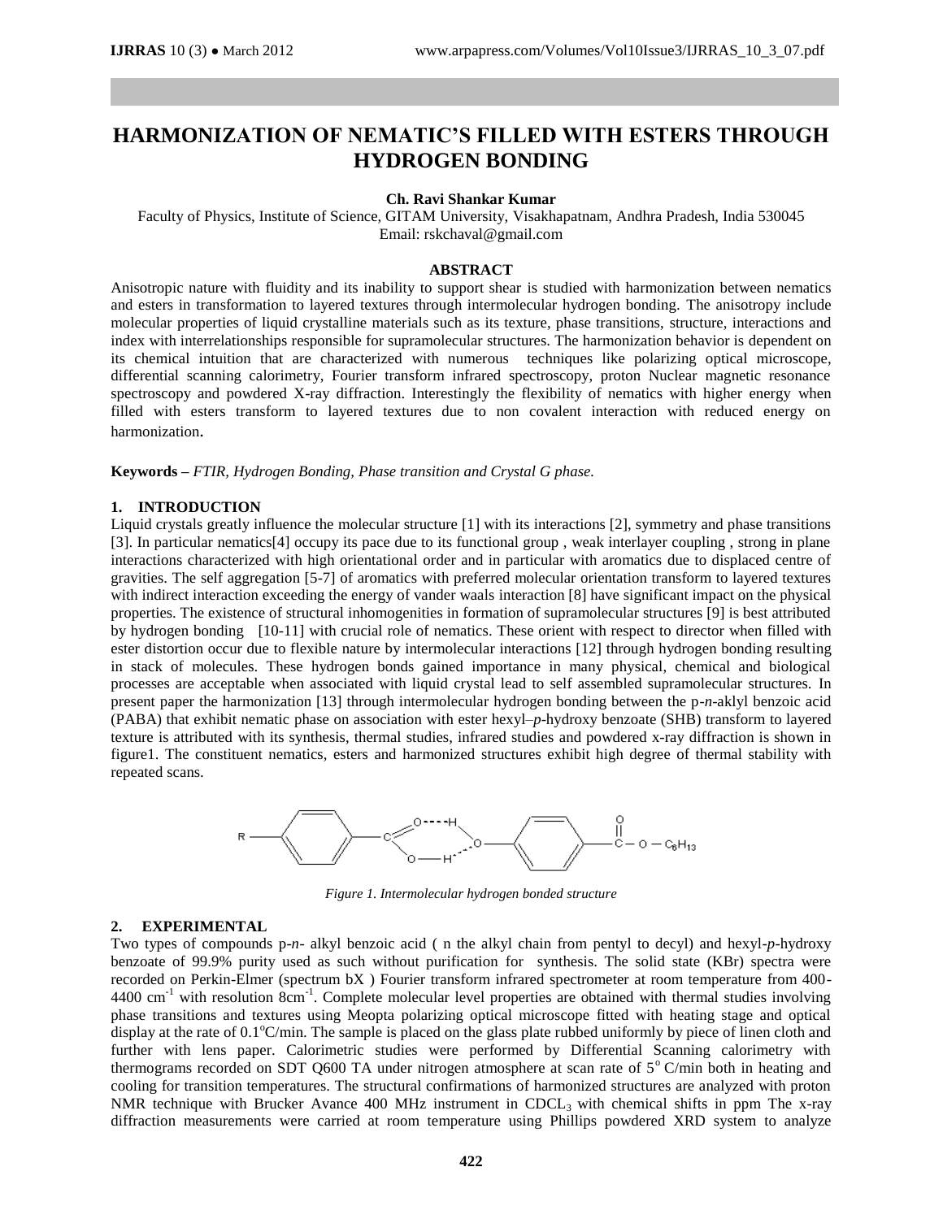# HARMONIZATION OF NEMATIC'S FILLED WITH ESTERS THROUGH HYDROGEN BONDING

**Ch. Ravi Shankar Kumar**

Faculty of Physics, Institute of Science, GITAM University, Visakhapatnam, Andhra Pradesh, India 530045
Email: rskchaval@gmail.com

## ABSTRACT

Anisotropic nature with fluidity and its inability to support shear is studied with harmonization between nematics and esters in transformation to layered textures through intermolecular hydrogen bonding. The anisotropy include molecular properties of liquid crystalline materials such as its texture, phase transitions, structure, interactions and index with interrelationships responsible for supramolecular structures. The harmonization behavior is dependent on its chemical intuition that are characterized with numerous techniques like polarizing optical microscope, differential scanning calorimetry, Fourier transform infrared spectroscopy, proton Nuclear magnetic resonance spectroscopy and powdered X-ray diffraction. Interestingly the flexibility of nematics with higher energy when filled with esters transform to layered textures due to non covalent interaction with reduced energy on harmonization.

**Keywords –** *FTIR, Hydrogen Bonding, Phase transition and Crystal G phase.*

## 1. INTRODUCTION

Liquid crystals greatly influence the molecular structure [1] with its interactions [2], symmetry and phase transitions [3]. In particular nematics[4] occupy its pace due to its functional group , weak interlayer coupling , strong in plane interactions characterized with high orientational order and in particular with aromatics due to displaced centre of gravities. The self aggregation [5-7] of aromatics with preferred molecular orientation transform to layered textures with indirect interaction exceeding the energy of vander waals interaction [8] have significant impact on the physical properties. The existence of structural inhomogenities in formation of supramolecular structures [9] is best attributed by hydrogen bonding [10-11] with crucial role of nematics. These orient with respect to director when filled with ester distortion occur due to flexible nature by intermolecular interactions [12] through hydrogen bonding resulting in stack of molecules. These hydrogen bonds gained importance in many physical, chemical and biological processes are acceptable when associated with liquid crystal lead to self assembled supramolecular structures. In present paper the harmonization [13] through intermolecular hydrogen bonding between the p-*n*-aklyl benzoic acid (PABA) that exhibit nematic phase on association with ester hexyl–*p*-hydroxy benzoate (SHB) transform to layered texture is attributed with its synthesis, thermal studies, infrared studies and powdered x-ray diffraction is shown in figure1. The constituent nematics, esters and harmonized structures exhibit high degree of thermal stability with repeated scans.

*Figure 1. Intermolecular hydrogen bonded structure*

## 2. EXPERIMENTAL

Two types of compounds p-*n*- alkyl benzoic acid ( n the alkyl chain from pentyl to decyl) and hexyl-*p*-hydroxy benzoate of 99.9% purity used as such without purification for synthesis. The solid state (KBr) spectra were recorded on Perkin-Elmer (spectrum bX ) Fourier transform infrared spectrometer at room temperature from 400-4400 $cm^{-1}$ with resolution 8$cm^{-1}$. Complete molecular level properties are obtained with thermal studies involving phase transitions and textures using Meopta polarizing optical microscope fitted with heating stage and optical display at the rate of 0.1$^{o}$C/min. The sample is placed on the glass plate rubbed uniformly by piece of linen cloth and further with lens paper. Calorimetric studies were performed by Differential Scanning calorimetry with thermograms recorded on SDT Q600 TA under nitrogen atmosphere at scan rate of 5$^{o}$ C/min both in heating and cooling for transition temperatures. The structural confirmations of harmonized structures are analyzed with proton NMR technique with Brucker Avance 400 MHz instrument in $CDCL_3$ with chemical shifts in ppm The x-ray diffraction measurements were carried at room temperature using Phillips powdered XRD system to analyze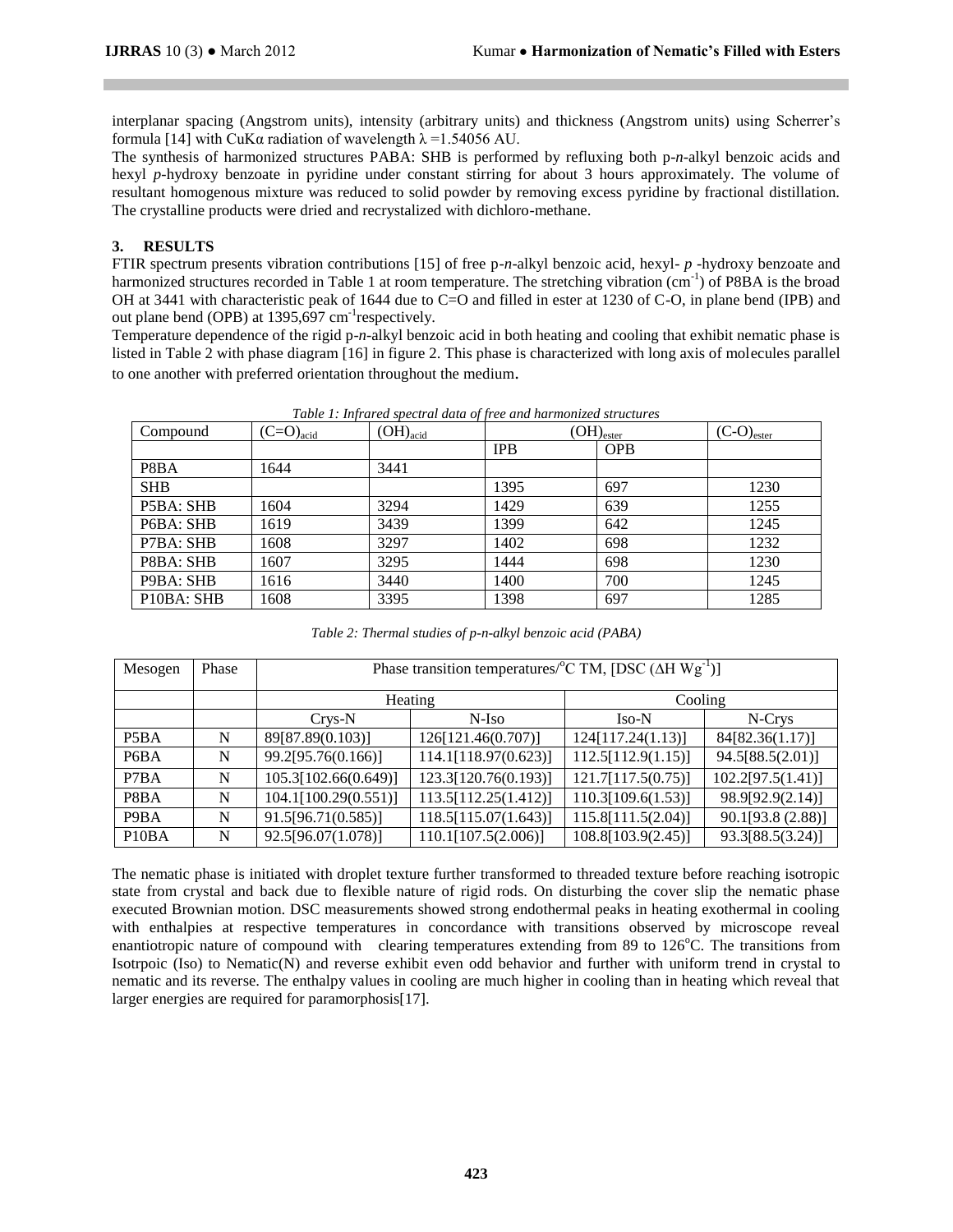interplanar spacing (Angstrom units), intensity (arbitrary units) and thickness (Angstrom units) using Scherrer's formula [14] with CuKα radiation of wavelength λ =1.54056 AU.

The synthesis of harmonized structures PABA: SHB is performed by refluxing both p-*n*-alkyl benzoic acids and hexyl *p*-hydroxy benzoate in pyridine under constant stirring for about 3 hours approximately. The volume of resultant homogenous mixture was reduced to solid powder by removing excess pyridine by fractional distillation. The crystalline products were dried and recrystalized with dichloro-methane.

## 3. RESULTS

FTIR spectrum presents vibration contributions [15] of free p-*n*-alkyl benzoic acid, hexyl- *p* -hydroxy benzoate and harmonized structures recorded in Table 1 at room temperature. The stretching vibration ($cm^{-1}$) of P8BA is the broad OH at 3441 with characteristic peak of 1644 due to C=O and filled in ester at 1230 of C-O, in plane bend (IPB) and out plane bend (OPB) at 1395,697 $cm^{-1}$respectively.

Temperature dependence of the rigid p-*n*-alkyl benzoic acid in both heating and cooling that exhibit nematic phase is listed in Table 2 with phase diagram [16] in figure 2. This phase is characterized with long axis of molecules parallel to one another with preferred orientation throughout the medium.

*Table 1: Infrared spectral data of free and harmonized structures*

| Compound | $(C=O)_{acid}$ | $(OH)_{acid}$ | $(OH)_{ester}$ | | $(C-O)_{ester}$ |
|---|---|---|---|---|---|
| | | | IPB | OPB | |
| P8BA | 1644 | 3441 | | | |
| SHB | | | 1395 | 697 | 1230 |
| P5BA: SHB | 1604 | 3294 | 1429 | 639 | 1255 |
| P6BA: SHB | 1619 | 3439 | 1399 | 642 | 1245 |
| P7BA: SHB | 1608 | 3297 | 1402 | 698 | 1232 |
| P8BA: SHB | 1607 | 3295 | 1444 | 698 | 1230 |
| P9BA: SHB | 1616 | 3440 | 1400 | 700 | 1245 |
| P10BA: SHB | 1608 | 3395 | 1398 | 697 | 1285 |

*Table 2: Thermal studies of p-n-alkyl benzoic acid (PABA)*

| Mesogen | Phase | Phase transition temperatures/$^{o}C$ TM, [DSC ($\Delta H$ $Wg^{-1}$)] | | | |
|---|---|---|---|---|---|
| | | Heating | | Cooling | |
| | | Crys-N | N-Iso | Iso-N | N-Crys |
| P5BA | N | 89[87.89(0.103)] | 126[121.46(0.707)] | 124[117.24(1.13)] | 84[82.36(1.17)] |
| P6BA | N | 99.2[95.76(0.166)] | 114.1[118.97(0.623)] | 112.5[112.9(1.15)] | 94.5[88.5(2.01)] |
| P7BA | N | 105.3[102.66(0.649)] | 123.3[120.76(0.193)] | 121.7[117.5(0.75)] | 102.2[97.5(1.41)] |
| P8BA | N | 104.1[100.29(0.551)] | 113.5[112.25(1.412)] | 110.3[109.6(1.53)] | 98.9[92.9(2.14)] |
| P9BA | N | 91.5[96.71(0.585)] | 118.5[115.07(1.643)] | 115.8[111.5(2.04)] | 90.1[93.8 (2.88)] |
| P10BA | N | 92.5[96.07(1.078)] | 110.1[107.5(2.006)] | 108.8[103.9(2.45)] | 93.3[88.5(3.24)] |

The nematic phase is initiated with droplet texture further transformed to threaded texture before reaching isotropic state from crystal and back due to flexible nature of rigid rods. On disturbing the cover slip the nematic phase executed Brownian motion. DSC measurements showed strong endothermal peaks in heating exothermal in cooling with enthalpies at respective temperatures in concordance with transitions observed by microscope reveal enantiotropic nature of compound with clearing temperatures extending from 89 to 126$^{o}$C. The transitions from Isotrpoic (Iso) to Nematic(N) and reverse exhibit even odd behavior and further with uniform trend in crystal to nematic and its reverse. The enthalpy values in cooling are much higher in cooling than in heating which reveal that larger energies are required for paramorphosis[17].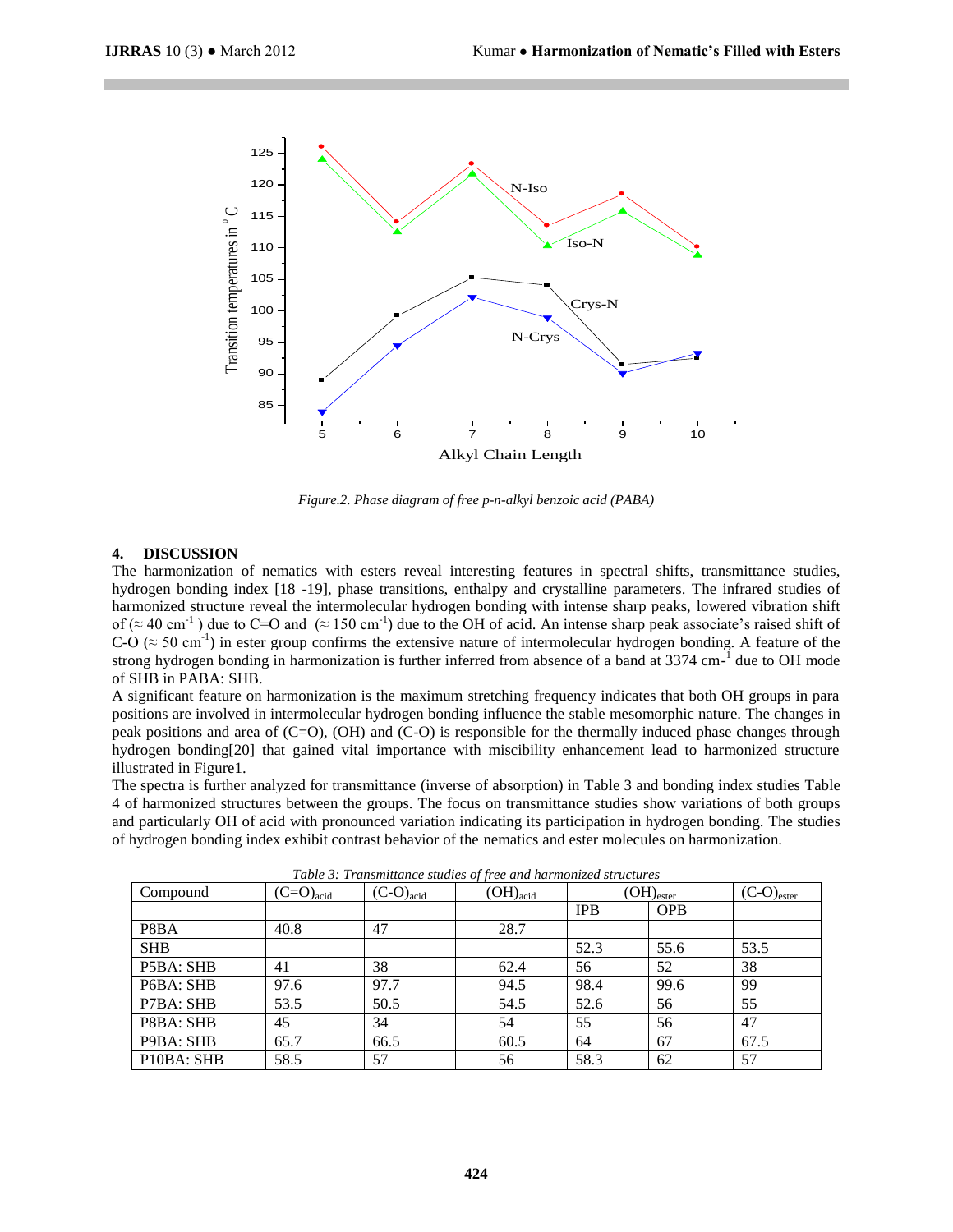*Figure.2. Phase diagram of free p-n-alkyl benzoic acid (PABA)*

## 4. DISCUSSION

The harmonization of nematics with esters reveal interesting features in spectral shifts, transmittance studies, hydrogen bonding index [18 -19], phase transitions, enthalpy and crystalline parameters. The infrared studies of harmonized structure reveal the intermolecular hydrogen bonding with intense sharp peaks, lowered vibration shift of ($\approx$ 40 $cm^{-1}$ ) due to C=O and ($\approx$ 150 $cm^{-1}$) due to the OH of acid. An intense sharp peak associate's raised shift of C-O ($\approx$ 50 $cm^{-1}$) in ester group confirms the extensive nature of intermolecular hydrogen bonding. A feature of the strong hydrogen bonding in harmonization is further inferred from absence of a band at 3374 $cm^{-1}$ due to OH mode of SHB in PABA: SHB.

A significant feature on harmonization is the maximum stretching frequency indicates that both OH groups in para positions are involved in intermolecular hydrogen bonding influence the stable mesomorphic nature. The changes in peak positions and area of (C=O), (OH) and (C-O) is responsible for the thermally induced phase changes through hydrogen bonding[20] that gained vital importance with miscibility enhancement lead to harmonized structure illustrated in Figure1.

The spectra is further analyzed for transmittance (inverse of absorption) in Table 3 and bonding index studies Table 4 of harmonized structures between the groups. The focus on transmittance studies show variations of both groups and particularly OH of acid with pronounced variation indicating its participation in hydrogen bonding. The studies of hydrogen bonding index exhibit contrast behavior of the nematics and ester molecules on harmonization.

*Table 3: Transmittance studies of free and harmonized structures*

| Compound | $(C=O)_{acid}$ | $(C-O)_{acid}$ | $(OH)_{acid}$ | $(OH)_{ester}$ | | $(C-O)_{ester}$ |
|---|---|---|---|---|---|---|
| | | | | IPB | OPB | |
| P8BA | 40.8 | 47 | 28.7 | | | |
| SHB | | | | 52.3 | 55.6 | 53.5 |
| P5BA: SHB | 41 | 38 | 62.4 | 56 | 52 | 38 |
| P6BA: SHB | 97.6 | 97.7 | 94.5 | 98.4 | 99.6 | 99 |
| P7BA: SHB | 53.5 | 50.5 | 54.5 | 52.6 | 56 | 55 |
| P8BA: SHB | 45 | 34 | 54 | 55 | 56 | 47 |
| P9BA: SHB | 65.7 | 66.5 | 60.5 | 64 | 67 | 67.5 |
| P10BA: SHB | 58.5 | 57 | 56 | 58.3 | 62 | 57 |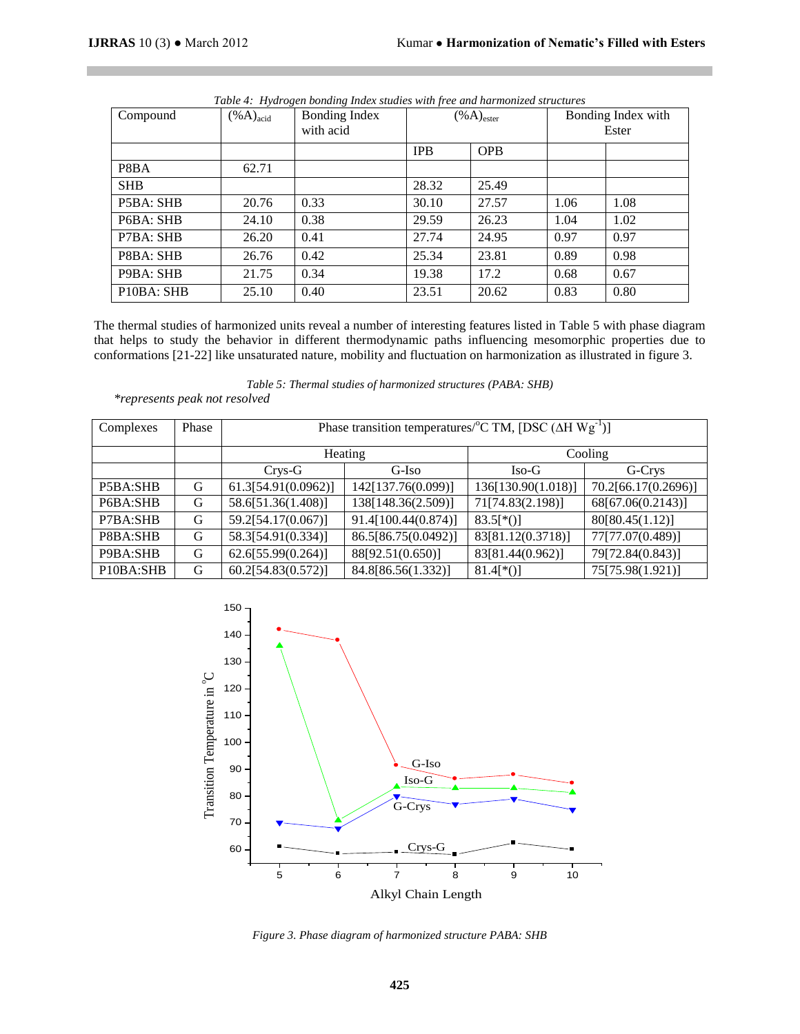*Table 4: Hydrogen bonding Index studies with free and harmonized structures*

| Compound | $(\%A)_{acid}$ | Bonding Index with acid | $(\%A)_{ester}$ | | Bonding Index with Ester | |
|---|---|---|---|---|---|---|
| | | | IPB | OPB | | |
| P8BA | 62.71 | | | | | |
| SHB | | | 28.32 | 25.49 | | |
| P5BA: SHB | 20.76 | 0.33 | 30.10 | 27.57 | 1.06 | 1.08 |
| P6BA: SHB | 24.10 | 0.38 | 29.59 | 26.23 | 1.04 | 1.02 |
| P7BA: SHB | 26.20 | 0.41 | 27.74 | 24.95 | 0.97 | 0.97 |
| P8BA: SHB | 26.76 | 0.42 | 25.34 | 23.81 | 0.89 | 0.98 |
| P9BA: SHB | 21.75 | 0.34 | 19.38 | 17.2 | 0.68 | 0.67 |
| P10BA: SHB | 25.10 | 0.40 | 23.51 | 20.62 | 0.83 | 0.80 |

The thermal studies of harmonized units reveal a number of interesting features listed in Table 5 with phase diagram that helps to study the behavior in different thermodynamic paths influencing mesomorphic properties due to conformations [21-22] like unsaturated nature, mobility and fluctuation on harmonization as illustrated in figure 3.

*Table 5: Thermal studies of harmonized structures (PABA: SHB)*

**represents peak not resolved*

| Complexes | Phase | Phase transition temperatures/$^{o}$C TM, [DSC ($\Delta$H $Wg^{-1}$)] | | | |
|---|---|---|---|---|---|
| | | Heating | | Cooling | |
| | | Crys-G | G-Iso | Iso-G | G-Crys |
| P5BA:SHB | G | 61.3[54.91(0.0962)] | 142[137.76(0.099)] | 136[130.90(1.018)] | 70.2[66.17(0.2696)] |
| P6BA:SHB | G | 58.6[51.36(1.408)] | 138[148.36(2.509)] | 71[74.83(2.198)] | 68[67.06(0.2143)] |
| P7BA:SHB | G | 59.2[54.17(0.067)] | 91.4[100.44(0.874)] | 83.5[*()] | 80[80.45(1.12)] |
| P8BA:SHB | G | 58.3[54.91(0.334)] | 86.5[86.75(0.0492)] | 83[81.12(0.3718)] | 77[77.07(0.489)] |
| P9BA:SHB | G | 62.6[55.99(0.264)] | 88[92.51(0.650)] | 83[81.44(0.962)] | 79[72.84(0.843)] |
| P10BA:SHB | G | 60.2[54.83(0.572)] | 84.8[86.56(1.332)] | 81.4[*()] | 75[75.98(1.921)] |

*Figure 3. Phase diagram of harmonized structure PABA: SHB*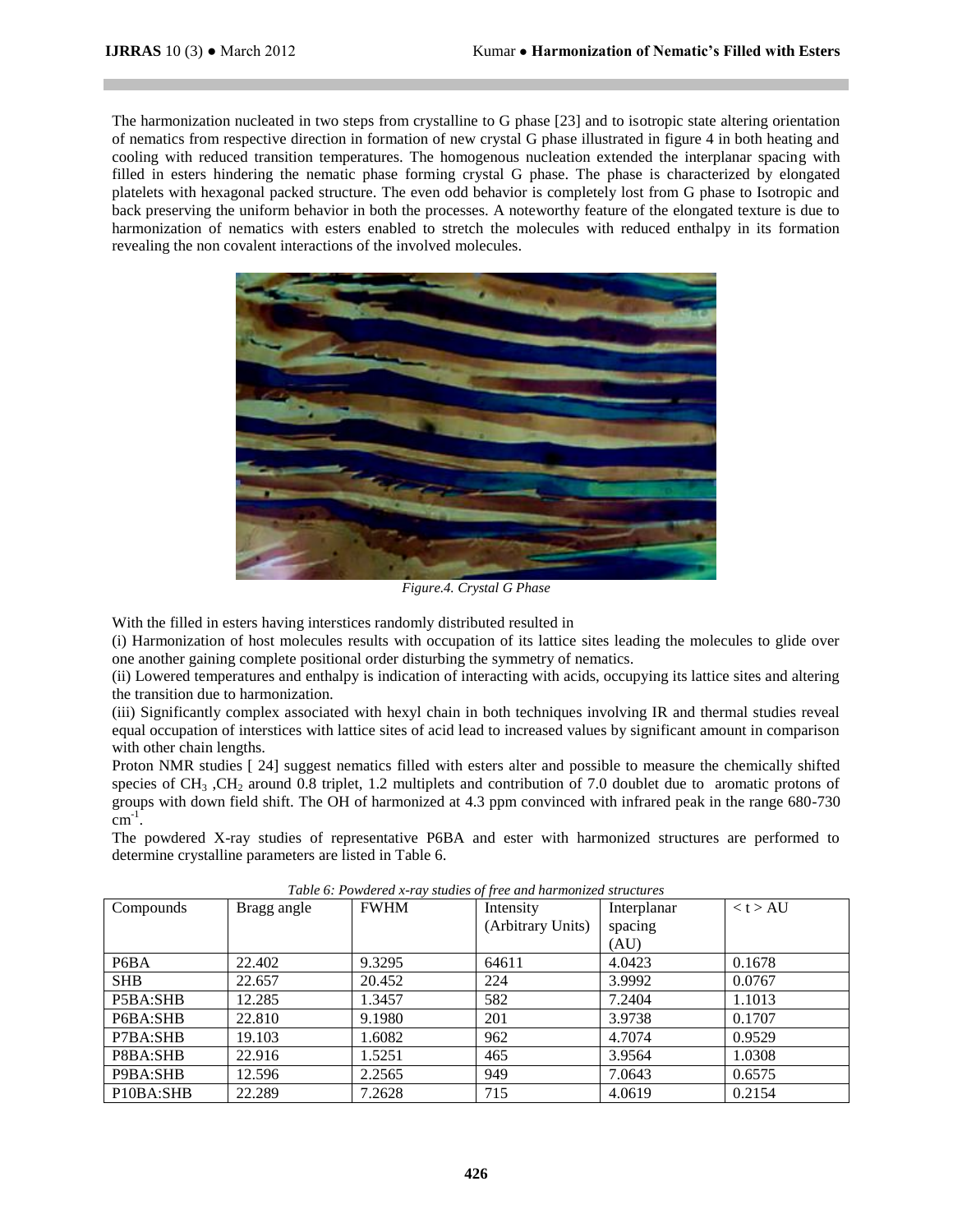The harmonization nucleated in two steps from crystalline to G phase [23] and to isotropic state altering orientation of nematics from respective direction in formation of new crystal G phase illustrated in figure 4 in both heating and cooling with reduced transition temperatures. The homogenous nucleation extended the interplanar spacing with filled in esters hindering the nematic phase forming crystal G phase. The phase is characterized by elongated platelets with hexagonal packed structure. The even odd behavior is completely lost from G phase to Isotropic and back preserving the uniform behavior in both the processes. A noteworthy feature of the elongated texture is due to harmonization of nematics with esters enabled to stretch the molecules with reduced enthalpy in its formation revealing the non covalent interactions of the involved molecules.

*Figure.4. Crystal G Phase*

With the filled in esters having interstices randomly distributed resulted in

(i) Harmonization of host molecules results with occupation of its lattice sites leading the molecules to glide over one another gaining complete positional order disturbing the symmetry of nematics.

(ii) Lowered temperatures and enthalpy is indication of interacting with acids, occupying its lattice sites and altering the transition due to harmonization.

(iii) Significantly complex associated with hexyl chain in both techniques involving IR and thermal studies reveal equal occupation of interstices with lattice sites of acid lead to increased values by significant amount in comparison with other chain lengths.

Proton NMR studies [ 24] suggest nematics filled with esters alter and possible to measure the chemically shifted species of $CH_3$ ,$CH_2$ around 0.8 triplet, 1.2 multiplets and contribution of 7.0 doublet due to aromatic protons of groups with down field shift. The OH of harmonized at 4.3 ppm convinced with infrared peak in the range 680-730 $cm^{-1}$.

The powdered X-ray studies of representative P6BA and ester with harmonized structures are performed to determine crystalline parameters are listed in Table 6.

*Table 6: Powdered x-ray studies of free and harmonized structures*

| Compounds | Bragg angle | FWHM | Intensity (Arbitrary Units) | Interplanar spacing (AU) | < t > AU |
|---|---|---|---|---|---|
| P6BA | 22.402 | 9.3295 | 64611 | 4.0423 | 0.1678 |
| SHB | 22.657 | 20.452 | 224 | 3.9992 | 0.0767 |
| P5BA:SHB | 12.285 | 1.3457 | 582 | 7.2404 | 1.1013 |
| P6BA:SHB | 22.810 | 9.1980 | 201 | 3.9738 | 0.1707 |
| P7BA:SHB | 19.103 | 1.6082 | 962 | 4.7074 | 0.9529 |
| P8BA:SHB | 22.916 | 1.5251 | 465 | 3.9564 | 1.0308 |
| P9BA:SHB | 12.596 | 2.2565 | 949 | 7.0643 | 0.6575 |
| P10BA:SHB | 22.289 | 7.2628 | 715 | 4.0619 | 0.2154 |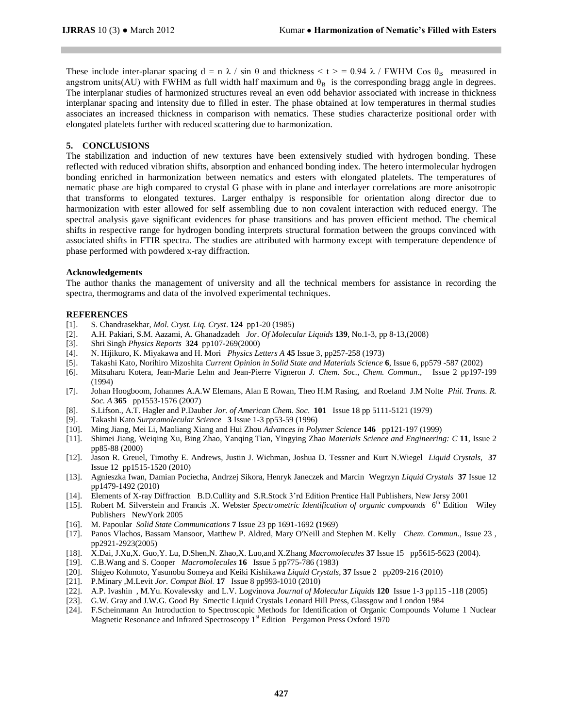These include inter-planar spacing $d = n \lambda / \sin \theta$ and thickness $< t > = 0.94 \lambda / \text{FWHM} \cos \theta_B$ measured in angstrom units(AU) with FWHM as full width half maximum and $\theta_B$ is the corresponding bragg angle in degrees. The interplanar studies of harmonized structures reveal an even odd behavior associated with increase in thickness interplanar spacing and intensity due to filled in ester. The phase obtained at low temperatures in thermal studies associates an increased thickness in comparison with nematics. These studies characterize positional order with elongated platelets further with reduced scattering due to harmonization.

## 5. CONCLUSIONS

The stabilization and induction of new textures have been extensively studied with hydrogen bonding. These reflected with reduced vibration shifts, absorption and enhanced bonding index. The hetero intermolecular hydrogen bonding enriched in harmonization between nematics and esters with elongated platelets. The temperatures of nematic phase are high compared to crystal G phase with in plane and interlayer correlations are more anisotropic that transforms to elongated textures. Larger enthalpy is responsible for orientation along director due to harmonization with ester allowed for self assembling due to non covalent interaction with reduced energy. The spectral analysis gave significant evidences for phase transitions and has proven efficient method. The chemical shifts in respective range for hydrogen bonding interprets structural formation between the groups convinced with associated shifts in FTIR spectra. The studies are attributed with harmony except with temperature dependence of phase performed with powdered x-ray diffraction.

### Acknowledgements

The author thanks the management of university and all the technical members for assistance in recording the spectra, thermograms and data of the involved experimental techniques.

## REFERENCES

[1]. S. Chandrasekhar, *Mol. Cryst. Liq. Cryst*. **124** pp1-20 (1985)

[2]. A.H. Pakiari, S.M. Aazami, A. Ghanadzadeh *Jor. Of Molecular Liquids* **139**, No.1-3, pp 8-13,(2008)

[3]. Shri Singh *Physics Reports* **324** pp107-269(2000)

[4]. N. Hijikuro, K. Miyakawa and H. Mori *Physics Letters A* **45** Issue 3, pp257-258 (1973)

[5]. Takashi Kato, Norihiro Mizoshita *Current Opinion in Solid State and Materials Science* **6**, Issue 6, pp579 -587 (2002)

[6]. Mitsuharu Kotera, Jean-Marie Lehn and Jean-Pierre Vigneron *J. Chem. Soc., Chem. Commun*., Issue 2 pp197-199 (1994)

[7]. Johan Hoogboom, Johannes A.A.W Elemans, Alan E Rowan, Theo H.M Rasing, and Roeland J.M Nolte *Phil. Trans. R. Soc. A* **365** pp1553-1576 (2007)

[8]. S.Lifson., A.T. Hagler and P.Dauber *Jor. of American Chem. Soc.* **101** Issue 18 pp 5111-5121 (1979)

[9]. Takashi Kato *Surpramolecular Science* **3** Issue 1-3 pp53-59 (1996)

[10]. Ming Jiang, Mei Li, Maoliang Xiang and Hui Zhou *Advances in Polymer Science* **146** pp121-197 (1999)

[11]. Shimei Jiang, Weiqing Xu, Bing Zhao, Yanqing Tian, Yingying Zhao *Materials Science and Engineering: C* **11**, Issue 2 pp85-88 (2000)

[12]. Jason R. Greuel, Timothy E. Andrews, Justin J. Wichman, Joshua D. Tessner and Kurt N.Wiegel *Liquid Crystals*, **37** Issue 12 pp1515-1520 (2010)

[13]. Agnieszka Iwan, Damian Pociecha, Andrzej Sikora, Henryk Janeczek and Marcin Wegrzyn *Liquid Crystals* **37** Issue 12 pp1479-1492 (2010)

[14]. Elements of X-ray Diffraction B.D.Cullity and S.R.Stock 3'rd Edition Prentice Hall Publishers, New Jersy 2001

[15]. Robert M. Silverstein and Francis .X. Webster *Spectrometric Identification of organic compounds* 6th Edition Wiley Publishers NewYork 2005

[16]. M. Papoular *Solid State Communications* **7** Issue 23 pp 1691-1692 **(**1969)

[17]. Panos Vlachos, Bassam Mansoor, Matthew P. Aldred, Mary O'Neill and Stephen M. Kelly *Chem. Commun.*, Issue 23 , pp2921-2923(2005)

[18]. X.Dai, J.Xu,X. Guo,Y. Lu, D.Shen,N. Zhao,X. Luo,and X.Zhang *Macromolecules* **37** Issue 15 pp5615-5623 (2004).

[19]. C.B.Wang and S. Cooper *Macromolecules* **16** Issue 5 pp775-786 (1983)

[20]. Shigeo Kohmoto, Yasunobu Someya and Keiki Kishikawa *Liquid Crystals*, **37** Issue 2 pp209-216 (2010)

[21]. P.Minary ,M.Levit *Jor. Comput Biol.* **17** Issue 8 pp993-1010 (2010)

[22]. A.P. Ivashin , M.Yu. Kovalevsky and L.V. Logvinova *Journal of Molecular Liquids* **120** Issue 1-3 pp115 -118 (2005)

[23]. G.W. Gray and J.W.G. Good By Smectic Liquid Crystals Leonard Hill Press, Glassgow and London 1984

[24]. F.Scheinmann An Introduction to Spectroscopic Methods for Identification of Organic Compounds Volume 1 Nuclear Magnetic Resonance and Infrared Spectroscopy 1st Edition Pergamon Press Oxford 1970